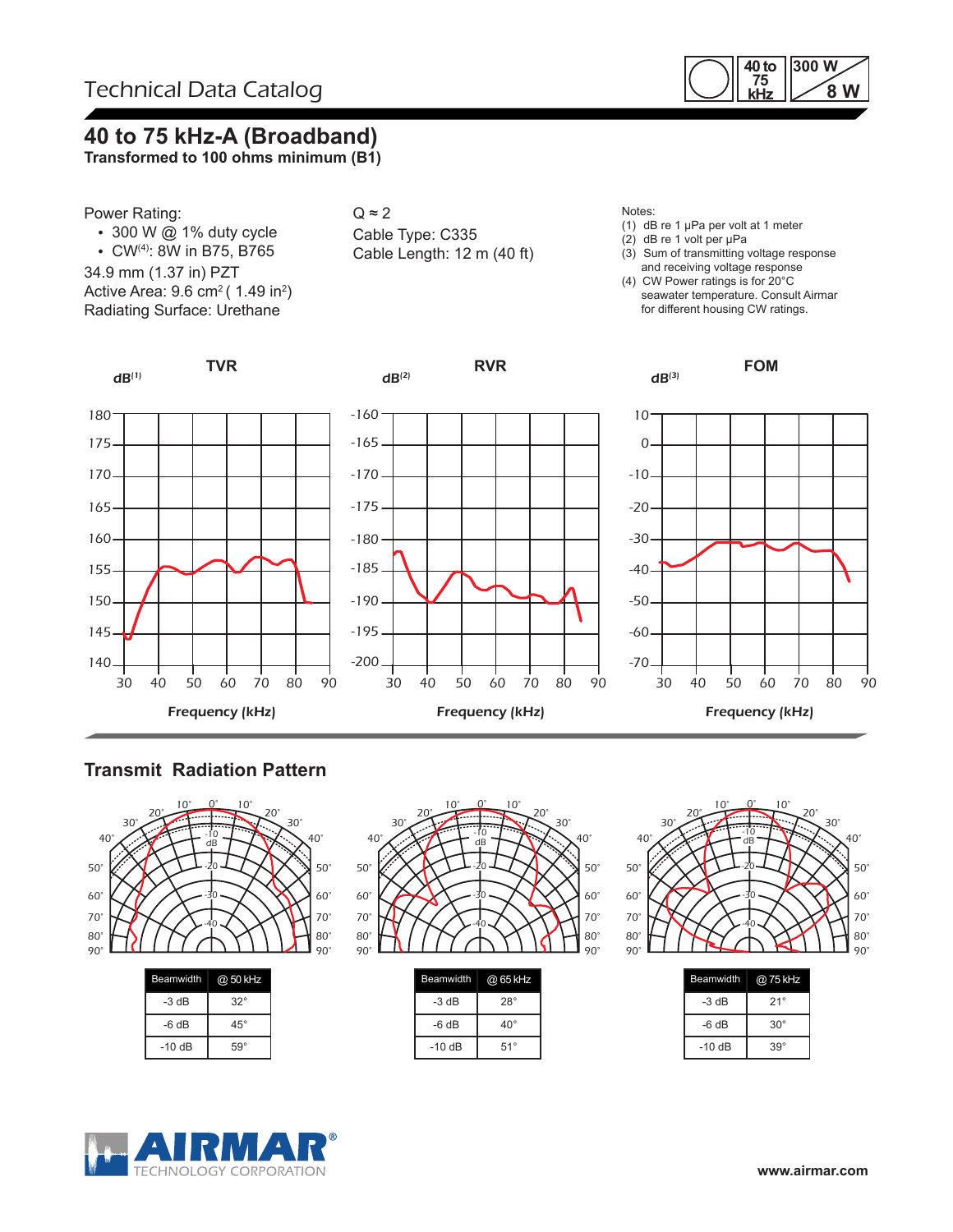# Technical Data Catalog

40 to 75 kHz | 300 W / 8 W

## 40 to 75 kHz-A (Broadband)

**Transformed to 100 ohms minimum (B1)**

Power Rating:

- 300 W @ 1% duty cycle
- CW[(4)]: 8W in B75, B765

34.9 mm (1.37 in) PZT

Active Area: 9.6 cm$^2$ ( 1.49 in$^2$)

Radiating Surface: Urethane

Q ≈ 2

Cable Type: C335

Cable Length: 12 m (40 ft)

Notes:

(1) dB re 1 µPa per volt at 1 meter

(2) dB re 1 volt per µPa

(3) Sum of transmitting voltage response and receiving voltage response

(4) CW Power ratings is for 20°C seawater temperature. Consult Airmar for different housing CW ratings.

**TVR** — dB[(1)] vs. Frequency (kHz)

**RVR** — dB[(2)] vs. Frequency (kHz)

**FOM** — dB[(3)] vs. Frequency (kHz)

## Transmit Radiation Pattern

| Beamwidth | @ 50 kHz |
|---|---|
| -3 dB | 32° |
| -6 dB | 45° |
| -10 dB | 59° |

| Beamwidth | @ 65 kHz |
|---|---|
| -3 dB | 28° |
| -6 dB | 40° |
| -10 dB | 51° |

| Beamwidth | @ 75 kHz |
|---|---|
| -3 dB | 21° |
| -6 dB | 30° |
| -10 dB | 39° |

AIRMAR® TECHNOLOGY CORPORATION

www.airmar.com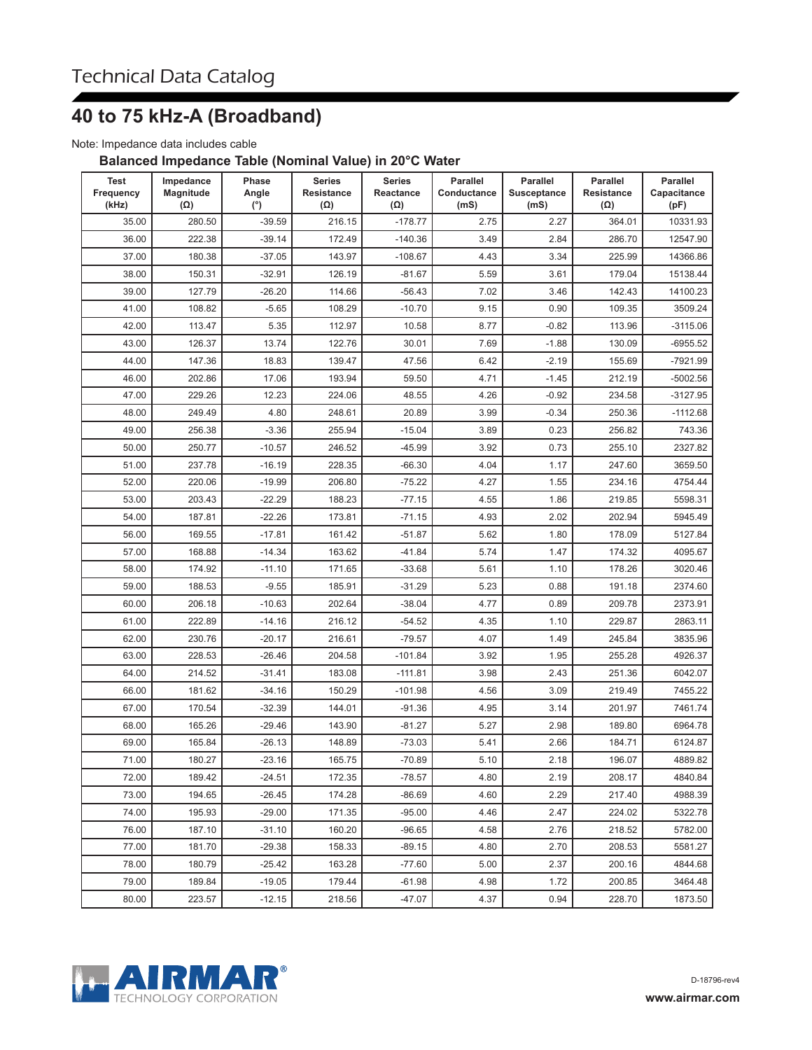# Technical Data Catalog

## 40 to 75 kHz-A (Broadband)

Note: Impedance data includes cable

### Balanced Impedance Table (Nominal Value) in 20°C Water

| Test Frequency (kHz) | Impedance Magnitude (Ω) | Phase Angle (°) | Series Resistance (Ω) | Series Reactance (Ω) | Parallel Conductance (mS) | Parallel Susceptance (mS) | Parallel Resistance (Ω) | Parallel Capacitance (pF) |
|---|---|---|---|---|---|---|---|---|
| 35.00 | 280.50 | -39.59 | 216.15 | -178.77 | 2.75 | 2.27 | 364.01 | 10331.93 |
| 36.00 | 222.38 | -39.14 | 172.49 | -140.36 | 3.49 | 2.84 | 286.70 | 12547.90 |
| 37.00 | 180.38 | -37.05 | 143.97 | -108.67 | 4.43 | 3.34 | 225.99 | 14366.86 |
| 38.00 | 150.31 | -32.91 | 126.19 | -81.67 | 5.59 | 3.61 | 179.04 | 15138.44 |
| 39.00 | 127.79 | -26.20 | 114.66 | -56.43 | 7.02 | 3.46 | 142.43 | 14100.23 |
| 41.00 | 108.82 | -5.65 | 108.29 | -10.70 | 9.15 | 0.90 | 109.35 | 3509.24 |
| 42.00 | 113.47 | 5.35 | 112.97 | 10.58 | 8.77 | -0.82 | 113.96 | -3115.06 |
| 43.00 | 126.37 | 13.74 | 122.76 | 30.01 | 7.69 | -1.88 | 130.09 | -6955.52 |
| 44.00 | 147.36 | 18.83 | 139.47 | 47.56 | 6.42 | -2.19 | 155.69 | -7921.99 |
| 46.00 | 202.86 | 17.06 | 193.94 | 59.50 | 4.71 | -1.45 | 212.19 | -5002.56 |
| 47.00 | 229.26 | 12.23 | 224.06 | 48.55 | 4.26 | -0.92 | 234.58 | -3127.95 |
| 48.00 | 249.49 | 4.80 | 248.61 | 20.89 | 3.99 | -0.34 | 250.36 | -1112.68 |
| 49.00 | 256.38 | -3.36 | 255.94 | -15.04 | 3.89 | 0.23 | 256.82 | 743.36 |
| 50.00 | 250.77 | -10.57 | 246.52 | -45.99 | 3.92 | 0.73 | 255.10 | 2327.82 |
| 51.00 | 237.78 | -16.19 | 228.35 | -66.30 | 4.04 | 1.17 | 247.60 | 3659.50 |
| 52.00 | 220.06 | -19.99 | 206.80 | -75.22 | 4.27 | 1.55 | 234.16 | 4754.44 |
| 53.00 | 203.43 | -22.29 | 188.23 | -77.15 | 4.55 | 1.86 | 219.85 | 5598.31 |
| 54.00 | 187.81 | -22.26 | 173.81 | -71.15 | 4.93 | 2.02 | 202.94 | 5945.49 |
| 56.00 | 169.55 | -17.81 | 161.42 | -51.87 | 5.62 | 1.80 | 178.09 | 5127.84 |
| 57.00 | 168.88 | -14.34 | 163.62 | -41.84 | 5.74 | 1.47 | 174.32 | 4095.67 |
| 58.00 | 174.92 | -11.10 | 171.65 | -33.68 | 5.61 | 1.10 | 178.26 | 3020.46 |
| 59.00 | 188.53 | -9.55 | 185.91 | -31.29 | 5.23 | 0.88 | 191.18 | 2374.60 |
| 60.00 | 206.18 | -10.63 | 202.64 | -38.04 | 4.77 | 0.89 | 209.78 | 2373.91 |
| 61.00 | 222.89 | -14.16 | 216.12 | -54.52 | 4.35 | 1.10 | 229.87 | 2863.11 |
| 62.00 | 230.76 | -20.17 | 216.61 | -79.57 | 4.07 | 1.49 | 245.84 | 3835.96 |
| 63.00 | 228.53 | -26.46 | 204.58 | -101.84 | 3.92 | 1.95 | 255.28 | 4926.37 |
| 64.00 | 214.52 | -31.41 | 183.08 | -111.81 | 3.98 | 2.43 | 251.36 | 6042.07 |
| 66.00 | 181.62 | -34.16 | 150.29 | -101.98 | 4.56 | 3.09 | 219.49 | 7455.22 |
| 67.00 | 170.54 | -32.39 | 144.01 | -91.36 | 4.95 | 3.14 | 201.97 | 7461.74 |
| 68.00 | 165.26 | -29.46 | 143.90 | -81.27 | 5.27 | 2.98 | 189.80 | 6964.78 |
| 69.00 | 165.84 | -26.13 | 148.89 | -73.03 | 5.41 | 2.66 | 184.71 | 6124.87 |
| 71.00 | 180.27 | -23.16 | 165.75 | -70.89 | 5.10 | 2.18 | 196.07 | 4889.82 |
| 72.00 | 189.42 | -24.51 | 172.35 | -78.57 | 4.80 | 2.19 | 208.17 | 4840.84 |
| 73.00 | 194.65 | -26.45 | 174.28 | -86.69 | 4.60 | 2.29 | 217.40 | 4988.39 |
| 74.00 | 195.93 | -29.00 | 171.35 | -95.00 | 4.46 | 2.47 | 224.02 | 5322.78 |
| 76.00 | 187.10 | -31.10 | 160.20 | -96.65 | 4.58 | 2.76 | 218.52 | 5782.00 |
| 77.00 | 181.70 | -29.38 | 158.33 | -89.15 | 4.80 | 2.70 | 208.53 | 5581.27 |
| 78.00 | 180.79 | -25.42 | 163.28 | -77.60 | 5.00 | 2.37 | 200.16 | 4844.68 |
| 79.00 | 189.84 | -19.05 | 179.44 | -61.98 | 4.98 | 1.72 | 200.85 | 3464.48 |
| 80.00 | 223.57 | -12.15 | 218.56 | -47.07 | 4.37 | 0.94 | 228.70 | 1873.50 |

AIRMAR® TECHNOLOGY CORPORATION

D-18796-rev4

www.airmar.com